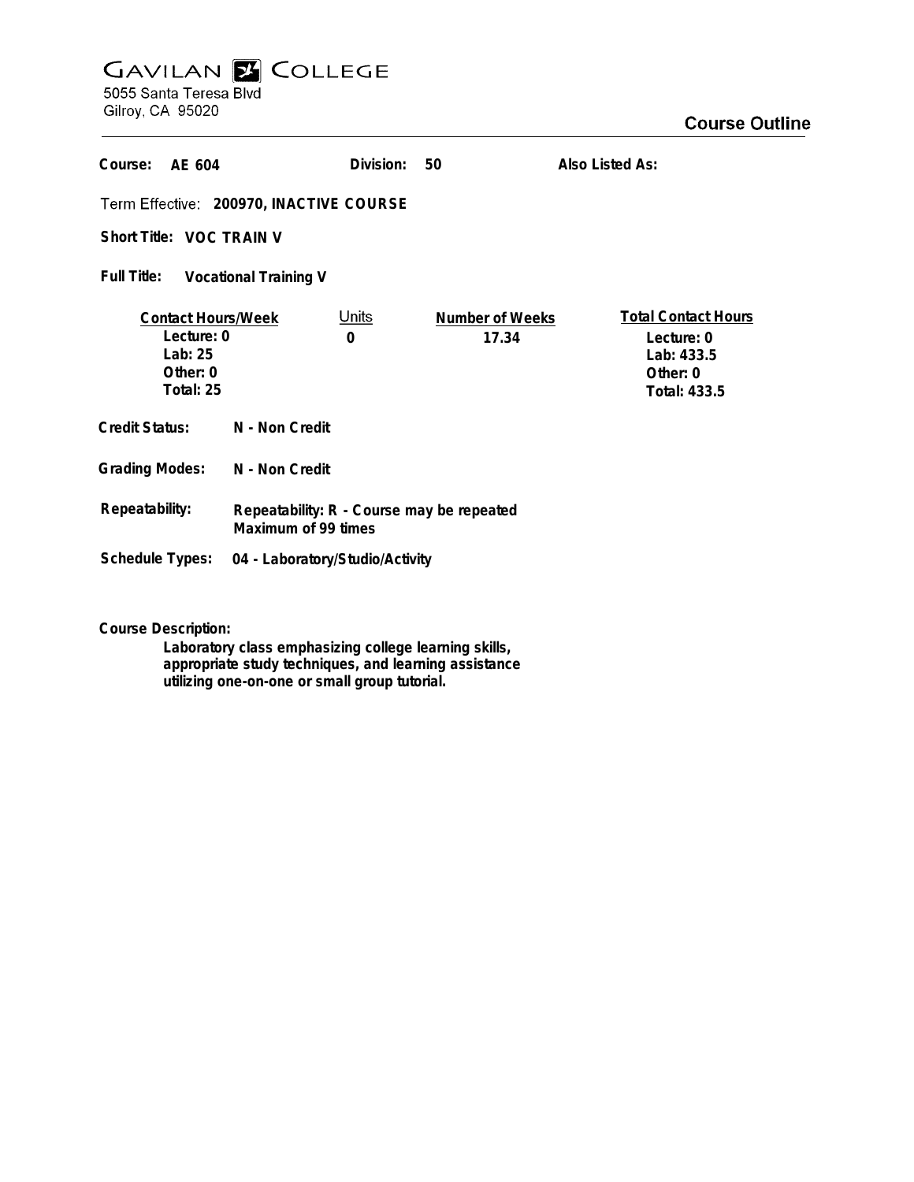# GAVILAN COLLEGE

5055 Santa Teresa Blvd
Gilroy, CA 95020

## Course Outline

**Course:** AE 604  **Division:** 50  **Also Listed As:**

Term Effective: **200970, INACTIVE COURSE**

**Short Title:** VOC TRAIN V

**Full Title:** Vocational Training V

| Contact Hours/Week | Units | Number of Weeks | Total Contact Hours |
|---|---|---|---|
| Lecture: 0 | 0 | 17.34 | Lecture: 0 |
| Lab: 25 | | | Lab: 433.5 |
| Other: 0 | | | Other: 0 |
| Total: 25 | | | Total: 433.5 |

**Credit Status:** N - Non Credit

**Grading Modes:** N - Non Credit

**Repeatability:** Repeatability: R - Course may be repeated
Maximum of 99 times

**Schedule Types:** 04 - Laboratory/Studio/Activity

**Course Description:**

Laboratory class emphasizing college learning skills, appropriate study techniques, and learning assistance utilizing one-on-one or small group tutorial.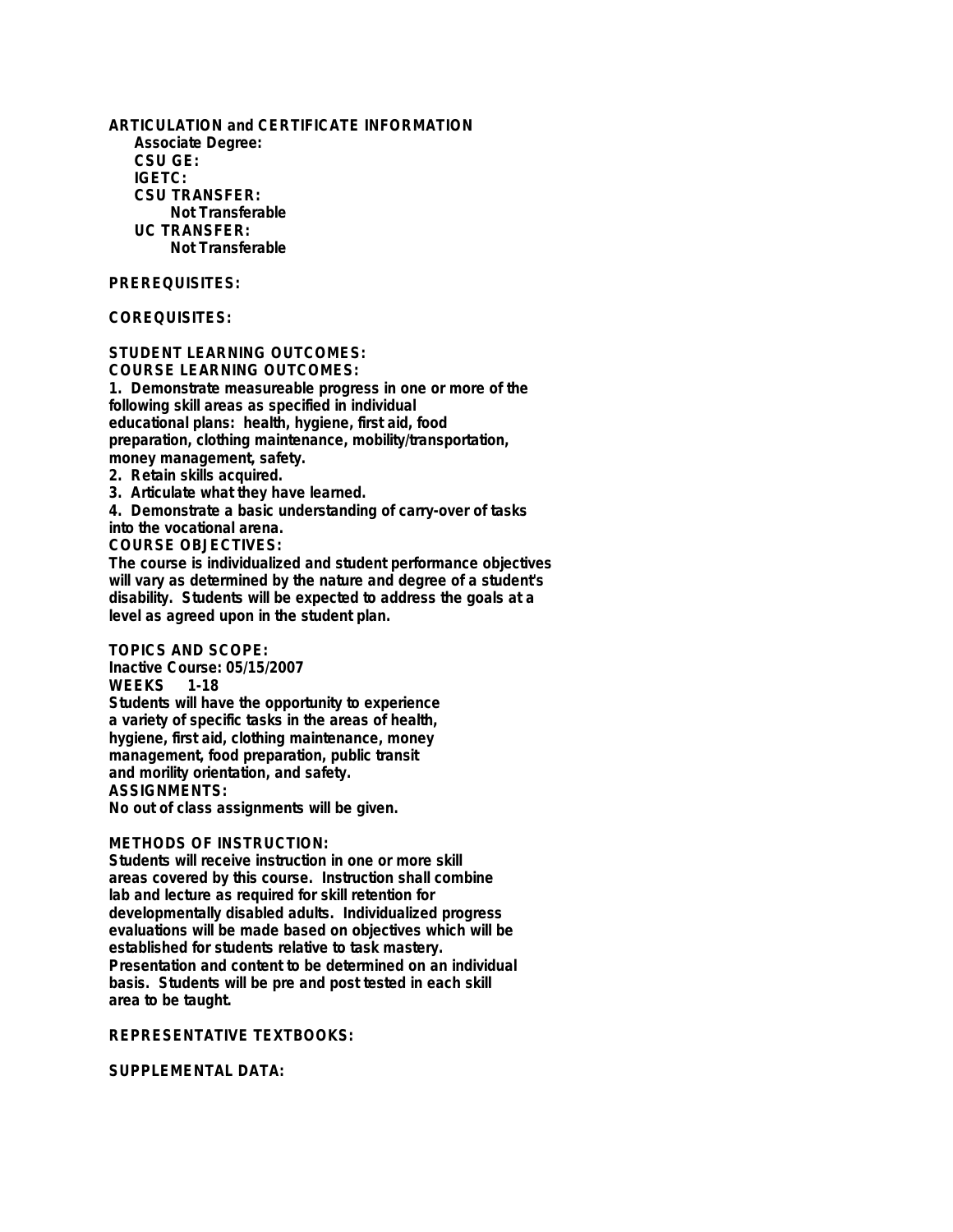**ARTICULATION and CERTIFICATE INFORMATION**

**Associate Degree:**

**CSU GE:**

**IGETC:**

**CSU TRANSFER:**

Not Transferable

**UC TRANSFER:**

Not Transferable

**PREREQUISITES:**

**COREQUISITES:**

**STUDENT LEARNING OUTCOMES:**

**COURSE LEARNING OUTCOMES:**

1. Demonstrate measureable progress in one or more of the following skill areas as specified in individual educational plans: health, hygiene, first aid, food preparation, clothing maintenance, mobility/transportation, money management, safety.
2. Retain skills acquired.
3. Articulate what they have learned.
4. Demonstrate a basic understanding of carry-over of tasks into the vocational arena.

**COURSE OBJECTIVES:**

The course is individualized and student performance objectives will vary as determined by the nature and degree of a student's disability. Students will be expected to address the goals at a level as agreed upon in the student plan.

**TOPICS AND SCOPE:**

Inactive Course: 05/15/2007

WEEKS 1-18

Students will have the opportunity to experience a variety of specific tasks in the areas of health, hygiene, first aid, clothing maintenance, money management, food preparation, public transit and morility orientation, and safety.

**ASSIGNMENTS:**

No out of class assignments will be given.

**METHODS OF INSTRUCTION:**

Students will receive instruction in one or more skill areas covered by this course. Instruction shall combine lab and lecture as required for skill retention for developmentally disabled adults. Individualized progress evaluations will be made based on objectives which will be established for students relative to task mastery. Presentation and content to be determined on an individual basis. Students will be pre and post tested in each skill area to be taught.

**REPRESENTATIVE TEXTBOOKS:**

**SUPPLEMENTAL DATA:**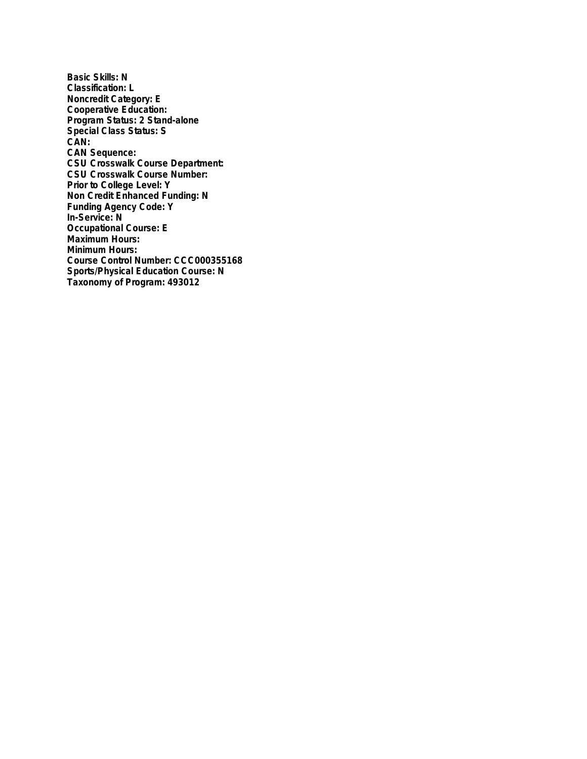**Basic Skills: N**
**Classification: L**
**Noncredit Category: E**
**Cooperative Education:**
**Program Status: 2 Stand-alone**
**Special Class Status: S**
**CAN:**
**CAN Sequence:**
**CSU Crosswalk Course Department:**
**CSU Crosswalk Course Number:**
**Prior to College Level: Y**
**Non Credit Enhanced Funding: N**
**Funding Agency Code: Y**
**In-Service: N**
**Occupational Course: E**
**Maximum Hours:**
**Minimum Hours:**
**Course Control Number: CCC000355168**
**Sports/Physical Education Course: N**
**Taxonomy of Program: 493012**